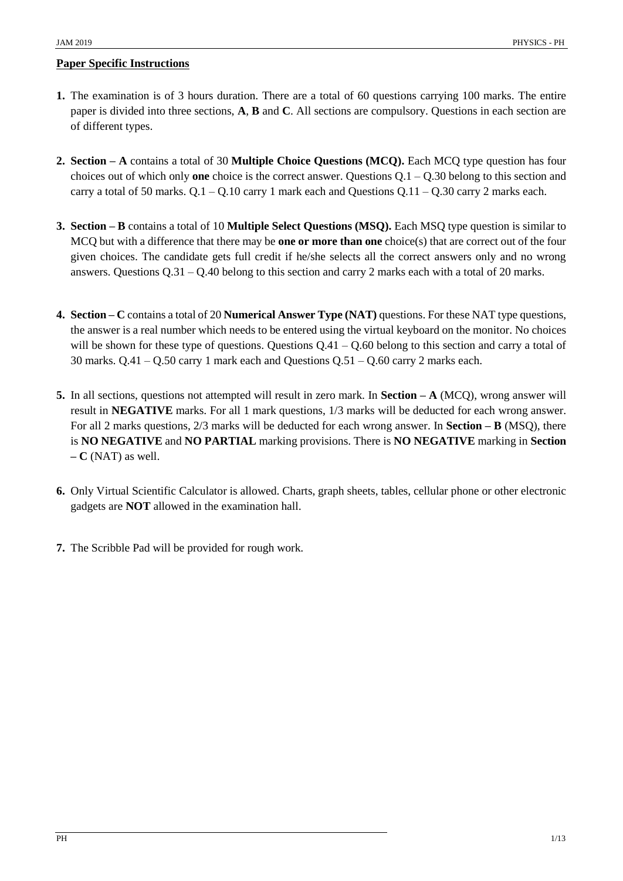## Paper Specific Instructions

1. The examination is of 3 hours duration. There are a total of 60 questions carrying 100 marks. The entire paper is divided into three sections, **A**, **B** and **C**. All sections are compulsory. Questions in each section are of different types.

2. **Section – A** contains a total of 30 **Multiple Choice Questions (MCQ).** Each MCQ type question has four choices out of which only **one** choice is the correct answer. Questions Q.1 – Q.30 belong to this section and carry a total of 50 marks. Q.1 – Q.10 carry 1 mark each and Questions Q.11 – Q.30 carry 2 marks each.

3. **Section – B** contains a total of 10 **Multiple Select Questions (MSQ).** Each MSQ type question is similar to MCQ but with a difference that there may be **one or more than one** choice(s) that are correct out of the four given choices. The candidate gets full credit if he/she selects all the correct answers only and no wrong answers. Questions Q.31 – Q.40 belong to this section and carry 2 marks each with a total of 20 marks.

4. **Section – C** contains a total of 20 **Numerical Answer Type (NAT)** questions. For these NAT type questions, the answer is a real number which needs to be entered using the virtual keyboard on the monitor. No choices will be shown for these type of questions. Questions Q.41 – Q.60 belong to this section and carry a total of 30 marks. Q.41 – Q.50 carry 1 mark each and Questions Q.51 – Q.60 carry 2 marks each.

5. In all sections, questions not attempted will result in zero mark. In **Section – A** (MCQ), wrong answer will result in **NEGATIVE** marks. For all 1 mark questions, 1/3 marks will be deducted for each wrong answer. For all 2 marks questions, 2/3 marks will be deducted for each wrong answer. In **Section – B** (MSQ), there is **NO NEGATIVE** and **NO PARTIAL** marking provisions. There is **NO NEGATIVE** marking in **Section – C** (NAT) as well.

6. Only Virtual Scientific Calculator is allowed. Charts, graph sheets, tables, cellular phone or other electronic gadgets are **NOT** allowed in the examination hall.

7. The Scribble Pad will be provided for rough work.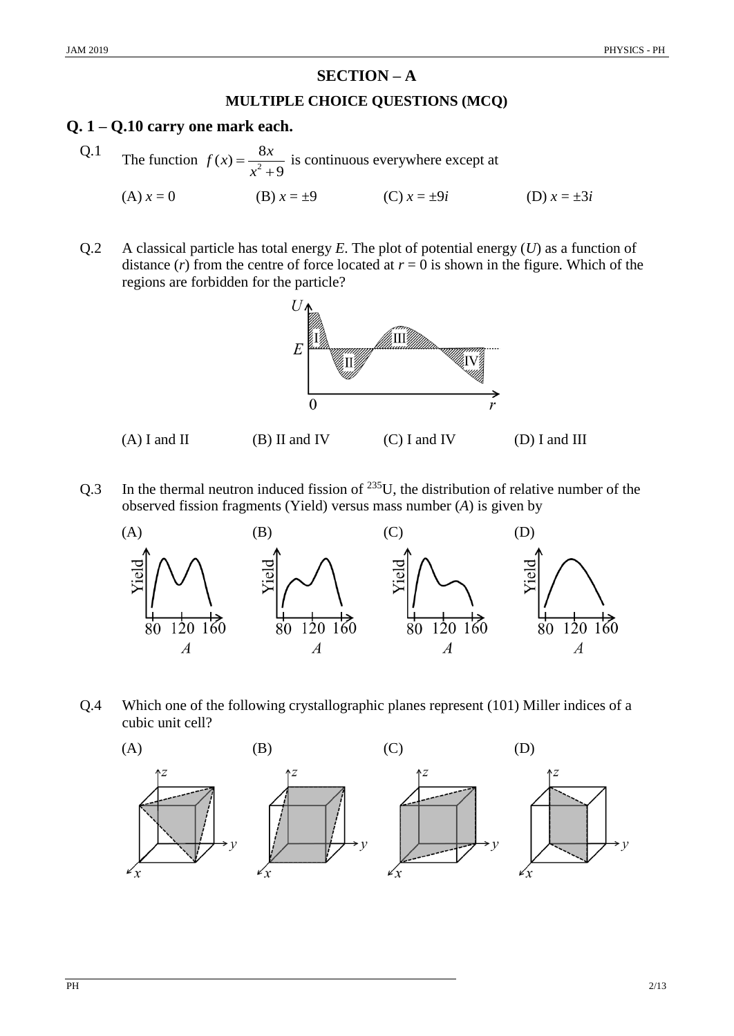## SECTION – A

### MULTIPLE CHOICE QUESTIONS (MCQ)

**Q. 1 – Q.10 carry one mark each.**

Q.1 The function $f(x) = \dfrac{8x}{x^2 + 9}$ is continuous everywhere except at

(A) $x = 0$ (B) $x = \pm 9$ (C) $x = \pm 9i$ (D) $x = \pm 3i$

Q.2 A classical particle has total energy $E$. The plot of potential energy ($U$) as a function of distance ($r$) from the centre of force located at $r = 0$ is shown in the figure. Which of the regions are forbidden for the particle?

(A) I and II (B) II and IV (C) I and IV (D) I and III

Q.3 In the thermal neutron induced fission of $^{235}$U, the distribution of relative number of the observed fission fragments (Yield) versus mass number ($A$) is given by

(A) (B) (C) (D)

Q.4 Which one of the following crystallographic planes represent (101) Miller indices of a cubic unit cell?

(A) (B) (C) (D)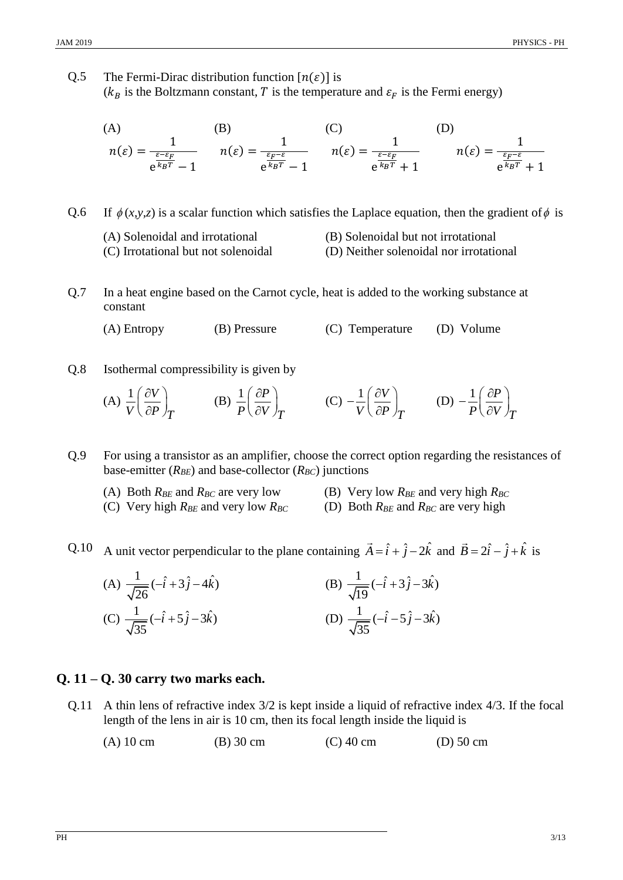Q.5 The Fermi-Dirac distribution function [$n(\varepsilon)$] is
($k_B$ is the Boltzmann constant, $T$ is the temperature and $\varepsilon_F$ is the Fermi energy)

(A) $n(\varepsilon) = \dfrac{1}{e^{\frac{\varepsilon-\varepsilon_F}{k_B T}} - 1}$ (B) $n(\varepsilon) = \dfrac{1}{e^{\frac{\varepsilon_F-\varepsilon}{k_B T}} - 1}$ (C) $n(\varepsilon) = \dfrac{1}{e^{\frac{\varepsilon-\varepsilon_F}{k_B T}} + 1}$ (D) $n(\varepsilon) = \dfrac{1}{e^{\frac{\varepsilon_F-\varepsilon}{k_B T}} + 1}$

Q.6 If $\phi(x,y,z)$ is a scalar function which satisfies the Laplace equation, then the gradient of $\phi$ is

(A) Solenoidal and irrotational
(B) Solenoidal but not irrotational
(C) Irrotational but not solenoidal
(D) Neither solenoidal nor irrotational

Q.7 In a heat engine based on the Carnot cycle, heat is added to the working substance at constant

(A) Entropy (B) Pressure (C) Temperature (D) Volume

Q.8 Isothermal compressibility is given by

(A) $\dfrac{1}{V}\left(\dfrac{\partial V}{\partial P}\right)_T$ (B) $\dfrac{1}{P}\left(\dfrac{\partial P}{\partial V}\right)_T$ (C) $-\dfrac{1}{V}\left(\dfrac{\partial V}{\partial P}\right)_T$ (D) $-\dfrac{1}{P}\left(\dfrac{\partial P}{\partial V}\right)_T$

Q.9 For using a transistor as an amplifier, choose the correct option regarding the resistances of base-emitter ($R_{BE}$) and base-collector ($R_{BC}$) junctions

(A) Both $R_{BE}$ and $R_{BC}$ are very low
(B) Very low $R_{BE}$ and very high $R_{BC}$
(C) Very high $R_{BE}$ and very low $R_{BC}$
(D) Both $R_{BE}$ and $R_{BC}$ are very high

Q.10 A unit vector perpendicular to the plane containing $\vec{A} = \hat{i} + \hat{j} - 2\hat{k}$ and $\vec{B} = 2\hat{i} - \hat{j} + \hat{k}$ is

(A) $\dfrac{1}{\sqrt{26}}(-\hat{i} + 3\hat{j} - 4\hat{k})$
(B) $\dfrac{1}{\sqrt{19}}(-\hat{i} + 3\hat{j} - 3\hat{k})$
(C) $\dfrac{1}{\sqrt{35}}(-\hat{i} + 5\hat{j} - 3\hat{k})$
(D) $\dfrac{1}{\sqrt{35}}(-\hat{i} - 5\hat{j} - 3\hat{k})$

## Q. 11 – Q. 30 carry two marks each.

Q.11 A thin lens of refractive index 3/2 is kept inside a liquid of refractive index 4/3. If the focal length of the lens in air is 10 cm, then its focal length inside the liquid is

(A) 10 cm (B) 30 cm (C) 40 cm (D) 50 cm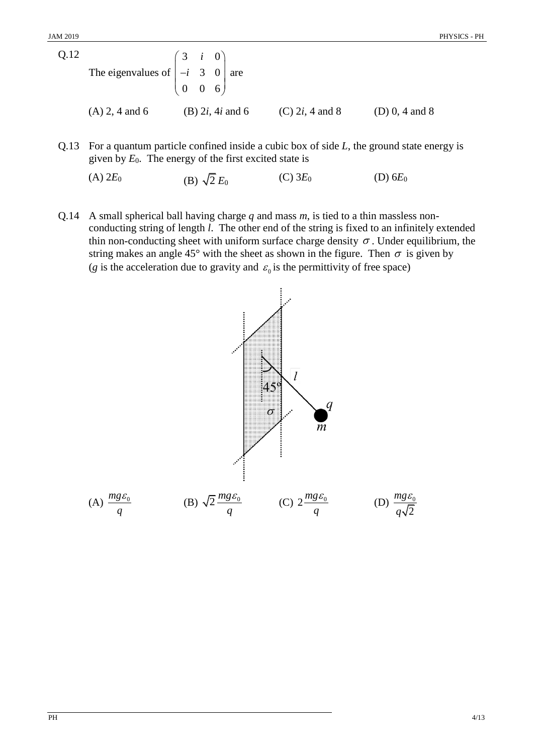Q.12 The eigenvalues of $\begin{pmatrix} 3 & i & 0 \\ -i & 3 & 0 \\ 0 & 0 & 6 \end{pmatrix}$ are

(A) 2, 4 and 6 (B) $2i$, $4i$ and 6 (C) $2i$, 4 and 8 (D) 0, 4 and 8

Q.13 For a quantum particle confined inside a cubic box of side $L$, the ground state energy is given by $E_0$. The energy of the first excited state is

(A) $2E_0$ (B) $\sqrt{2}\,E_0$ (C) $3E_0$ (D) $6E_0$

Q.14 A small spherical ball having charge $q$ and mass $m$, is tied to a thin massless non-conducting string of length $l$. The other end of the string is fixed to an infinitely extended thin non-conducting sheet with uniform surface charge density $\sigma$. Under equilibrium, the string makes an angle 45° with the sheet as shown in the figure. Then $\sigma$ is given by ($g$ is the acceleration due to gravity and $\varepsilon_0$ is the permittivity of free space)

(A) $\dfrac{mg\varepsilon_0}{q}$ (B) $\sqrt{2}\dfrac{mg\varepsilon_0}{q}$ (C) $2\dfrac{mg\varepsilon_0}{q}$ (D) $\dfrac{mg\varepsilon_0}{q\sqrt{2}}$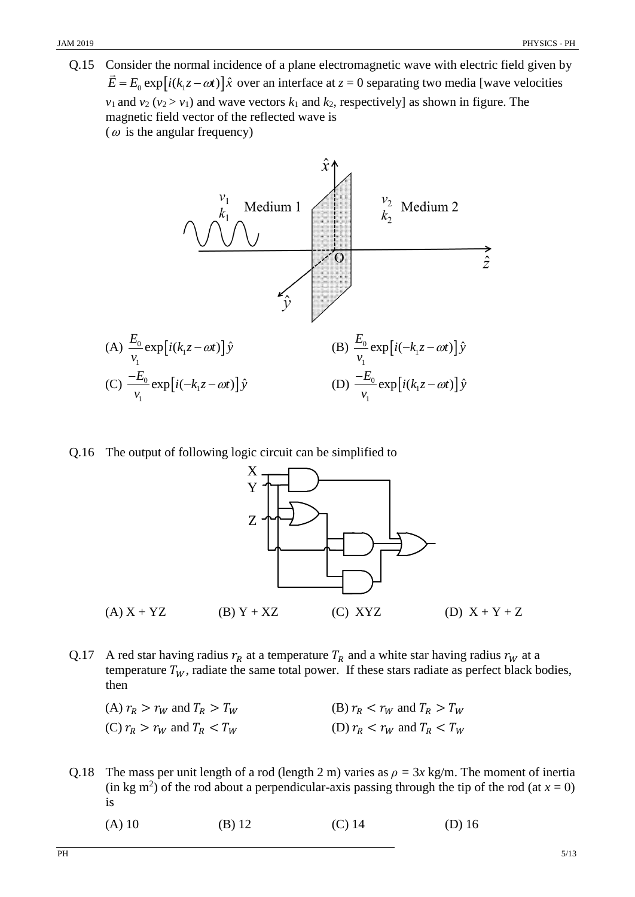Q.15 Consider the normal incidence of a plane electromagnetic wave with electric field given by $\vec{E} = E_0 \exp\left[i(k_1 z - \omega t)\right]\hat{x}$ over an interface at $z = 0$ separating two media [wave velocities $v_1$ and $v_2$ ($v_2 > v_1$) and wave vectors $k_1$ and $k_2$, respectively] as shown in figure. The magnetic field vector of the reflected wave is
($\omega$ is the angular frequency)

(A) $\dfrac{E_0}{v_1}\exp\left[i(k_1 z - \omega t)\right]\hat{y}$

(B) $\dfrac{E_0}{v_1}\exp\left[i(-k_1 z - \omega t)\right]\hat{y}$

(C) $\dfrac{-E_0}{v_1}\exp\left[i(-k_1 z - \omega t)\right]\hat{y}$

(D) $\dfrac{-E_0}{v_1}\exp\left[i(k_1 z - \omega t)\right]\hat{y}$

Q.16 The output of following logic circuit can be simplified to

(A) X + YZ

(B) Y + XZ

(C) XYZ

(D) X + Y + Z

Q.17 A red star having radius $r_R$ at a temperature $T_R$ and a white star having radius $r_W$ at a temperature $T_W$, radiate the same total power. If these stars radiate as perfect black bodies, then

(A) $r_R > r_W$ and $T_R > T_W$

(B) $r_R < r_W$ and $T_R > T_W$

(C) $r_R > r_W$ and $T_R < T_W$

(D) $r_R < r_W$ and $T_R < T_W$

Q.18 The mass per unit length of a rod (length 2 m) varies as $\rho = 3x$ kg/m. The moment of inertia (in kg m$^2$) of the rod about a perpendicular-axis passing through the tip of the rod (at $x = 0$) is

(A) 10

(B) 12

(C) 14

(D) 16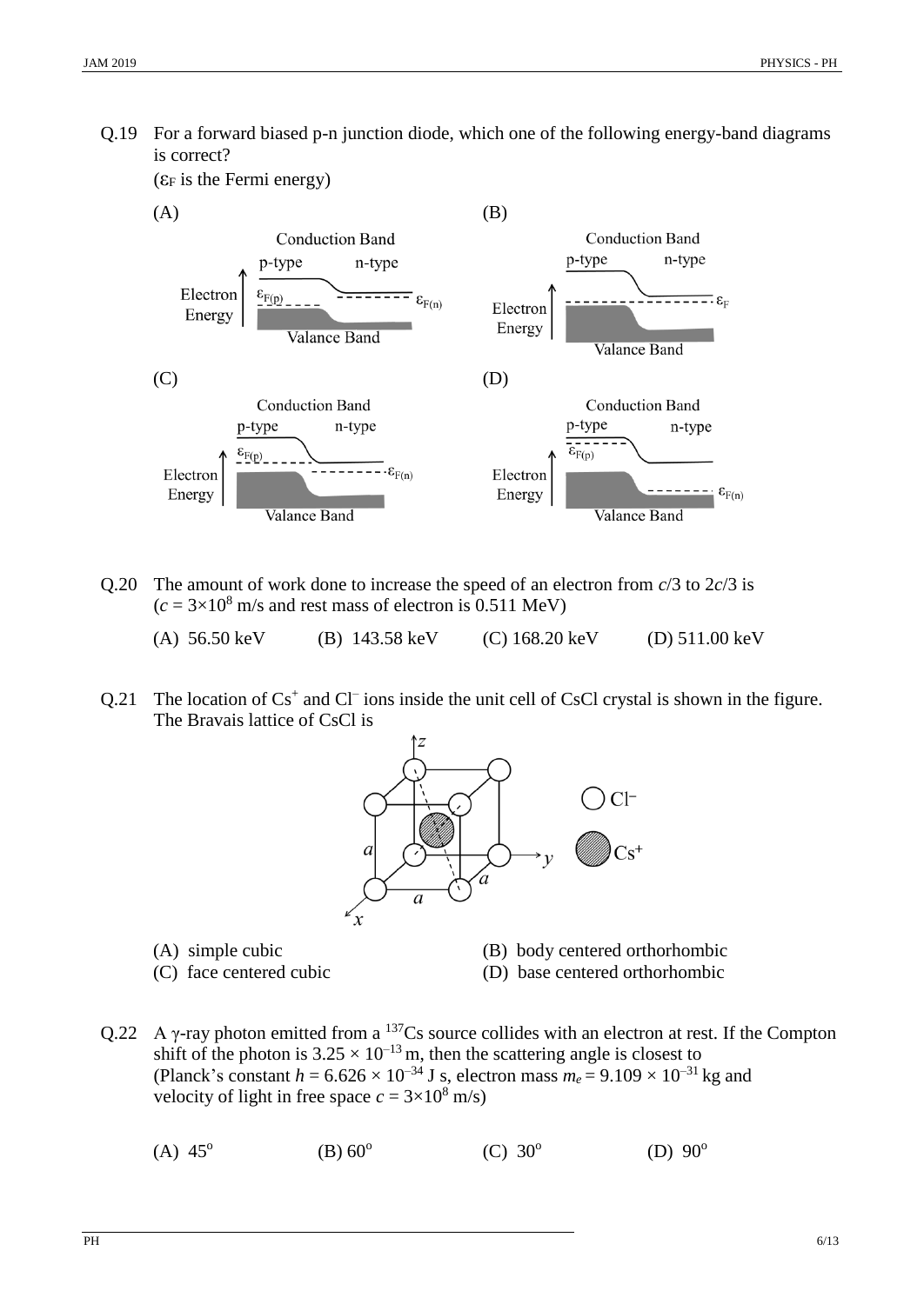Q.19 For a forward biased p-n junction diode, which one of the following energy-band diagrams is correct?
($\varepsilon_F$ is the Fermi energy)

(A)

(B)

(C)

(D)

Q.20 The amount of work done to increase the speed of an electron from $c/3$ to $2c/3$ is
($c = 3\times10^8$ m/s and rest mass of electron is 0.511 MeV)

(A) 56.50 keV (B) 143.58 keV (C) 168.20 keV (D) 511.00 keV

Q.21 The location of $Cs^+$ and $Cl^-$ ions inside the unit cell of CsCl crystal is shown in the figure. The Bravais lattice of CsCl is

(A) simple cubic
(B) body centered orthorhombic
(C) face centered cubic
(D) base centered orthorhombic

Q.22 A γ-ray photon emitted from a $^{137}Cs$ source collides with an electron at rest. If the Compton shift of the photon is $3.25 \times 10^{-13}$ m, then the scattering angle is closest to
(Planck's constant $h = 6.626 \times 10^{-34}$ J s, electron mass $m_e = 9.109 \times 10^{-31}$ kg and velocity of light in free space $c = 3\times10^8$ m/s)

(A) $45^o$ (B) $60^o$ (C) $30^o$ (D) $90^o$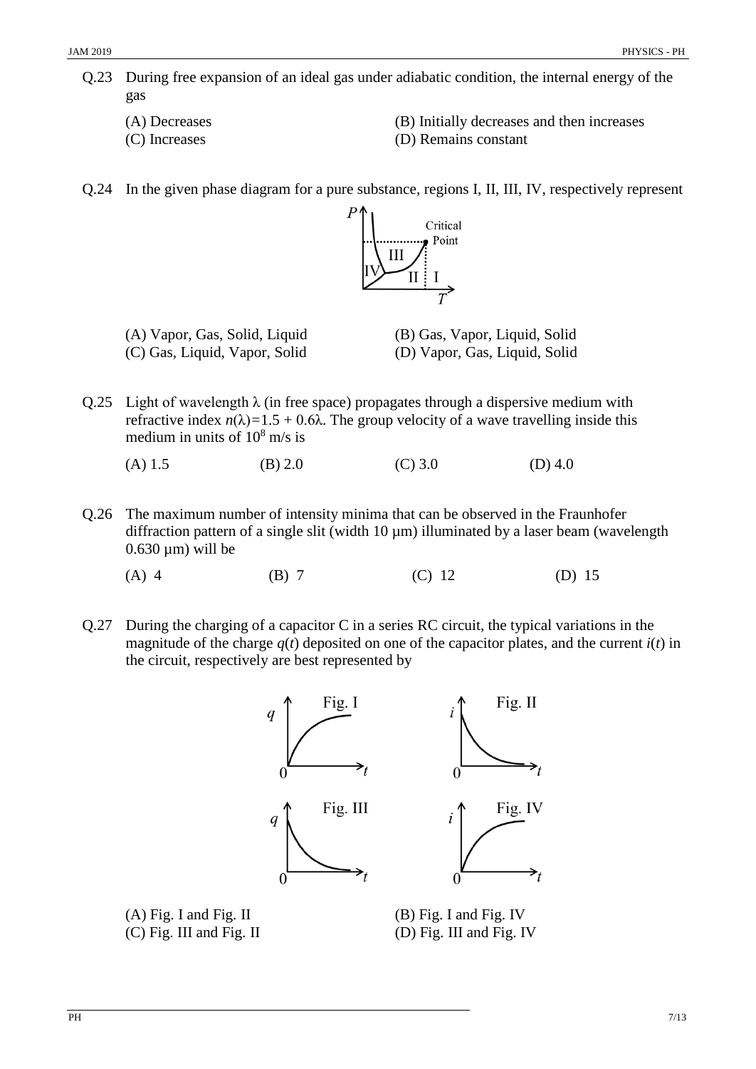Q.23 During free expansion of an ideal gas under adiabatic condition, the internal energy of the gas

(A) Decreases
(B) Initially decreases and then increases
(C) Increases
(D) Remains constant

Q.24 In the given phase diagram for a pure substance, regions I, II, III, IV, respectively represent

(A) Vapor, Gas, Solid, Liquid
(B) Gas, Vapor, Liquid, Solid
(C) Gas, Liquid, Vapor, Solid
(D) Vapor, Gas, Liquid, Solid

Q.25 Light of wavelength $\lambda$ (in free space) propagates through a dispersive medium with refractive index $n(\lambda)=1.5 + 0.6\lambda$. The group velocity of a wave travelling inside this medium in units of $10^8$ m/s is

(A) 1.5 (B) 2.0 (C) 3.0 (D) 4.0

Q.26 The maximum number of intensity minima that can be observed in the Fraunhofer diffraction pattern of a single slit (width 10 μm) illuminated by a laser beam (wavelength 0.630 μm) will be

(A) 4 (B) 7 (C) 12 (D) 15

Q.27 During the charging of a capacitor C in a series RC circuit, the typical variations in the magnitude of the charge $q(t)$ deposited on one of the capacitor plates, and the current $i(t)$ in the circuit, respectively are best represented by

(A) Fig. I and Fig. II
(B) Fig. I and Fig. IV
(C) Fig. III and Fig. II
(D) Fig. III and Fig. IV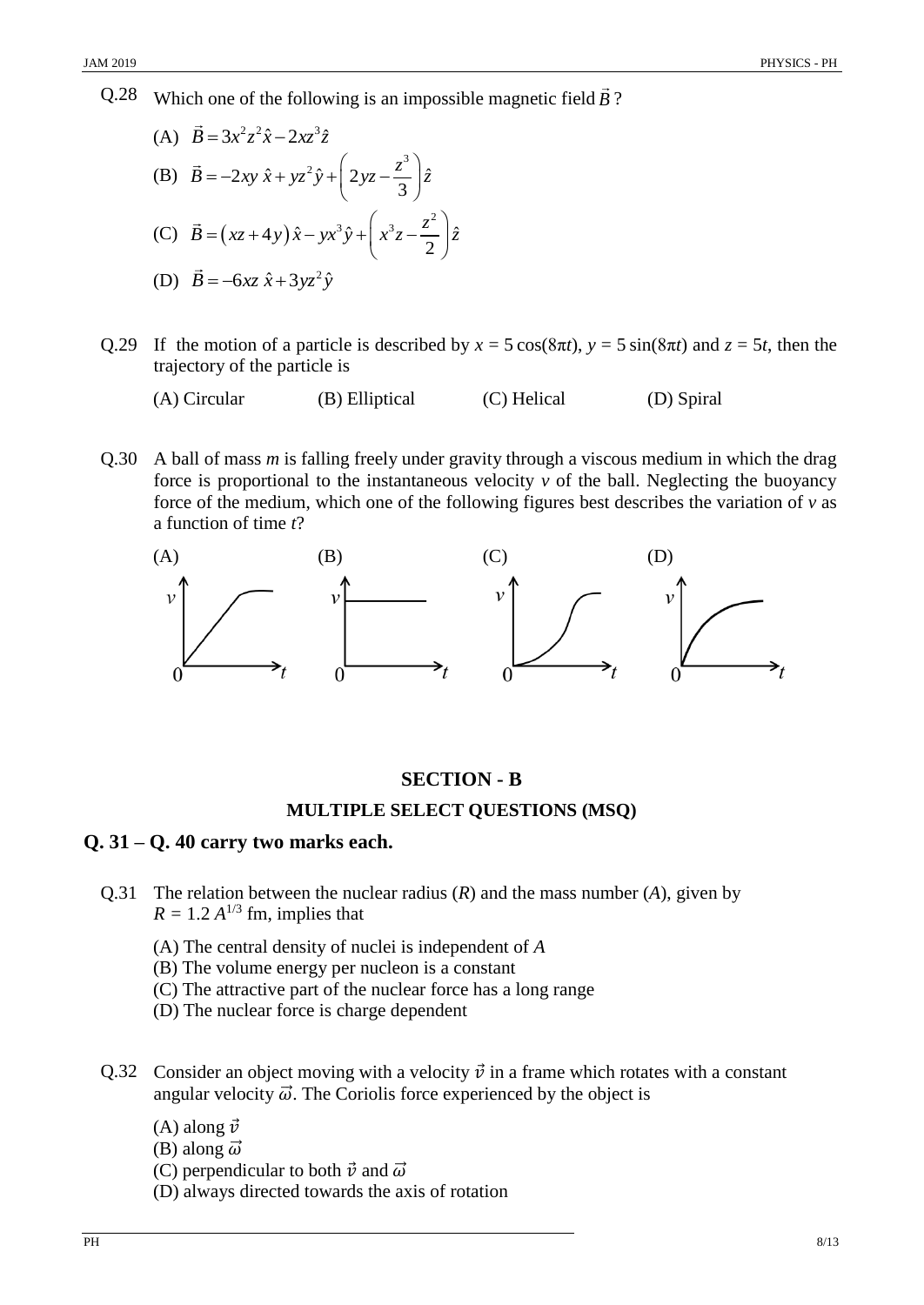Q.28 Which one of the following is an impossible magnetic field $\vec{B}$?

(A) $\vec{B} = 3x^2z^2\hat{x} - 2xz^3\hat{z}$

(B) $\vec{B} = -2xy\,\hat{x} + yz^2\hat{y} + \left(2yz - \dfrac{z^3}{3}\right)\hat{z}$

(C) $\vec{B} = (xz + 4y)\hat{x} - yx^3\hat{y} + \left(x^3z - \dfrac{z^2}{2}\right)\hat{z}$

(D) $\vec{B} = -6xz\,\hat{x} + 3yz^2\hat{y}$

Q.29 If the motion of a particle is described by $x = 5\cos(8\pi t)$, $y = 5\sin(8\pi t)$ and $z = 5t$, then the trajectory of the particle is

(A) Circular (B) Elliptical (C) Helical (D) Spiral

Q.30 A ball of mass $m$ is falling freely under gravity through a viscous medium in which the drag force is proportional to the instantaneous velocity $v$ of the ball. Neglecting the buoyancy force of the medium, which one of the following figures best describes the variation of $v$ as a function of time $t$?

(A) (B) (C) (D)

## SECTION - B

### MULTIPLE SELECT QUESTIONS (MSQ)

**Q. 31 – Q. 40 carry two marks each.**

Q.31 The relation between the nuclear radius ($R$) and the mass number ($A$), given by $R = 1.2\,A^{1/3}$ fm, implies that

(A) The central density of nuclei is independent of $A$
(B) The volume energy per nucleon is a constant
(C) The attractive part of the nuclear force has a long range
(D) The nuclear force is charge dependent

Q.32 Consider an object moving with a velocity $\vec{v}$ in a frame which rotates with a constant angular velocity $\vec{\omega}$. The Coriolis force experienced by the object is

(A) along $\vec{v}$
(B) along $\vec{\omega}$
(C) perpendicular to both $\vec{v}$ and $\vec{\omega}$
(D) always directed towards the axis of rotation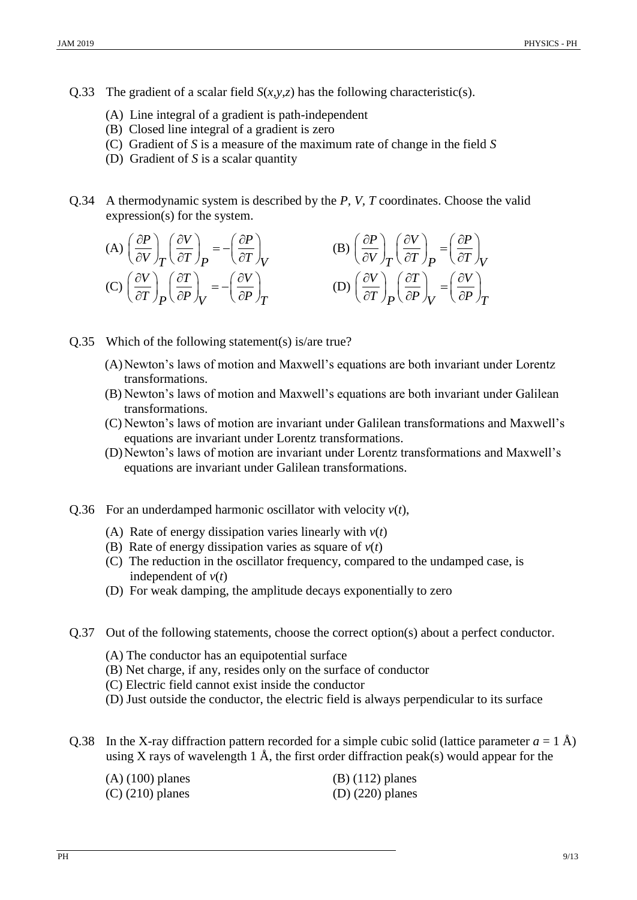Q.33 The gradient of a scalar field $S(x,y,z)$ has the following characteristic(s).

(A) Line integral of a gradient is path-independent
(B) Closed line integral of a gradient is zero
(C) Gradient of $S$ is a measure of the maximum rate of change in the field $S$
(D) Gradient of $S$ is a scalar quantity

Q.34 A thermodynamic system is described by the $P$, $V$, $T$ coordinates. Choose the valid expression(s) for the system.

(A) $\left(\frac{\partial P}{\partial V}\right)_T \left(\frac{\partial V}{\partial T}\right)_P = -\left(\frac{\partial P}{\partial T}\right)_V$

(B) $\left(\frac{\partial P}{\partial V}\right)_T \left(\frac{\partial V}{\partial T}\right)_P = \left(\frac{\partial P}{\partial T}\right)_V$

(C) $\left(\frac{\partial V}{\partial T}\right)_P \left(\frac{\partial T}{\partial P}\right)_V = -\left(\frac{\partial V}{\partial P}\right)_T$

(D) $\left(\frac{\partial V}{\partial T}\right)_P \left(\frac{\partial T}{\partial P}\right)_V = \left(\frac{\partial V}{\partial P}\right)_T$

Q.35 Which of the following statement(s) is/are true?

(A) Newton's laws of motion and Maxwell's equations are both invariant under Lorentz transformations.
(B) Newton's laws of motion and Maxwell's equations are both invariant under Galilean transformations.
(C) Newton's laws of motion are invariant under Galilean transformations and Maxwell's equations are invariant under Lorentz transformations.
(D) Newton's laws of motion are invariant under Lorentz transformations and Maxwell's equations are invariant under Galilean transformations.

Q.36 For an underdamped harmonic oscillator with velocity $v(t)$,

(A) Rate of energy dissipation varies linearly with $v(t)$
(B) Rate of energy dissipation varies as square of $v(t)$
(C) The reduction in the oscillator frequency, compared to the undamped case, is independent of $v(t)$
(D) For weak damping, the amplitude decays exponentially to zero

Q.37 Out of the following statements, choose the correct option(s) about a perfect conductor.

(A) The conductor has an equipotential surface
(B) Net charge, if any, resides only on the surface of conductor
(C) Electric field cannot exist inside the conductor
(D) Just outside the conductor, the electric field is always perpendicular to its surface

Q.38 In the X-ray diffraction pattern recorded for a simple cubic solid (lattice parameter $a = 1$ Å) using X rays of wavelength 1 Å, the first order diffraction peak(s) would appear for the

(A) (100) planes
(B) (112) planes
(C) (210) planes
(D) (220) planes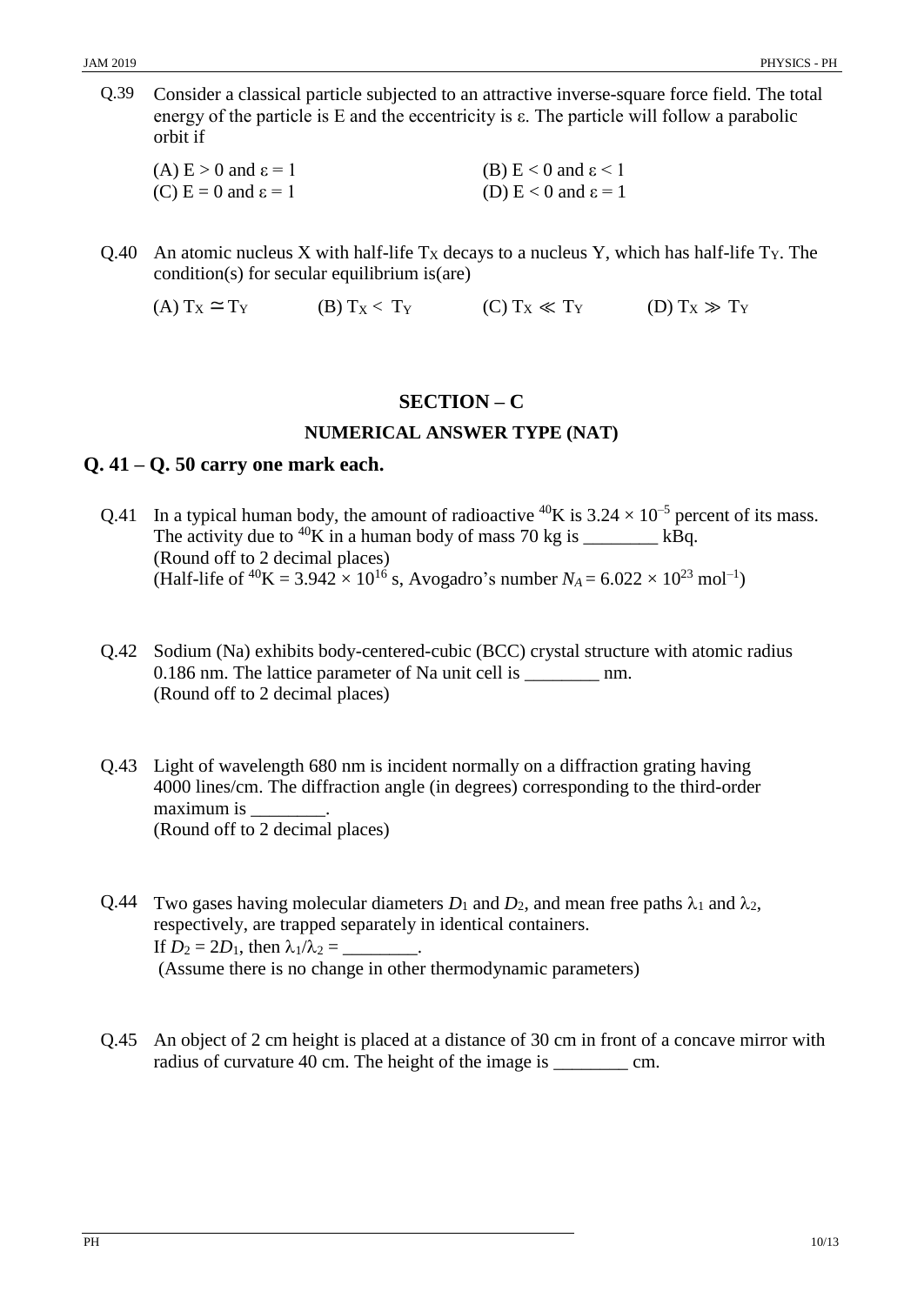Q.39 Consider a classical particle subjected to an attractive inverse-square force field. The total energy of the particle is E and the eccentricity is ε. The particle will follow a parabolic orbit if

(A) $E > 0$ and $\varepsilon = 1$

(B) $E < 0$ and $\varepsilon < 1$

(C) $E = 0$ and $\varepsilon = 1$

(D) $E < 0$ and $\varepsilon = 1$

Q.40 An atomic nucleus X with half-life $T_X$ decays to a nucleus Y, which has half-life $T_Y$. The condition(s) for secular equilibrium is(are)

(A) $T_X \simeq T_Y$ (B) $T_X < T_Y$ (C) $T_X \ll T_Y$ (D) $T_X \gg T_Y$

## SECTION – C

### NUMERICAL ANSWER TYPE (NAT)

## Q. 41 – Q. 50 carry one mark each.

Q.41 In a typical human body, the amount of radioactive $^{40}K$ is $3.24 \times 10^{-5}$ percent of its mass. The activity due to $^{40}K$ in a human body of mass 70 kg is ________ kBq.
(Round off to 2 decimal places)
(Half-life of $^{40}K = 3.942 \times 10^{16}$ s, Avogadro's number $N_A = 6.022 \times 10^{23}$ mol$^{-1}$)

Q.42 Sodium (Na) exhibits body-centered-cubic (BCC) crystal structure with atomic radius 0.186 nm. The lattice parameter of Na unit cell is ________ nm.
(Round off to 2 decimal places)

Q.43 Light of wavelength 680 nm is incident normally on a diffraction grating having 4000 lines/cm. The diffraction angle (in degrees) corresponding to the third-order maximum is ________.
(Round off to 2 decimal places)

Q.44 Two gases having molecular diameters $D_1$ and $D_2$, and mean free paths $\lambda_1$ and $\lambda_2$, respectively, are trapped separately in identical containers.
If $D_2 = 2D_1$, then $\lambda_1/\lambda_2 =$ ________.
(Assume there is no change in other thermodynamic parameters)

Q.45 An object of 2 cm height is placed at a distance of 30 cm in front of a concave mirror with radius of curvature 40 cm. The height of the image is ________ cm.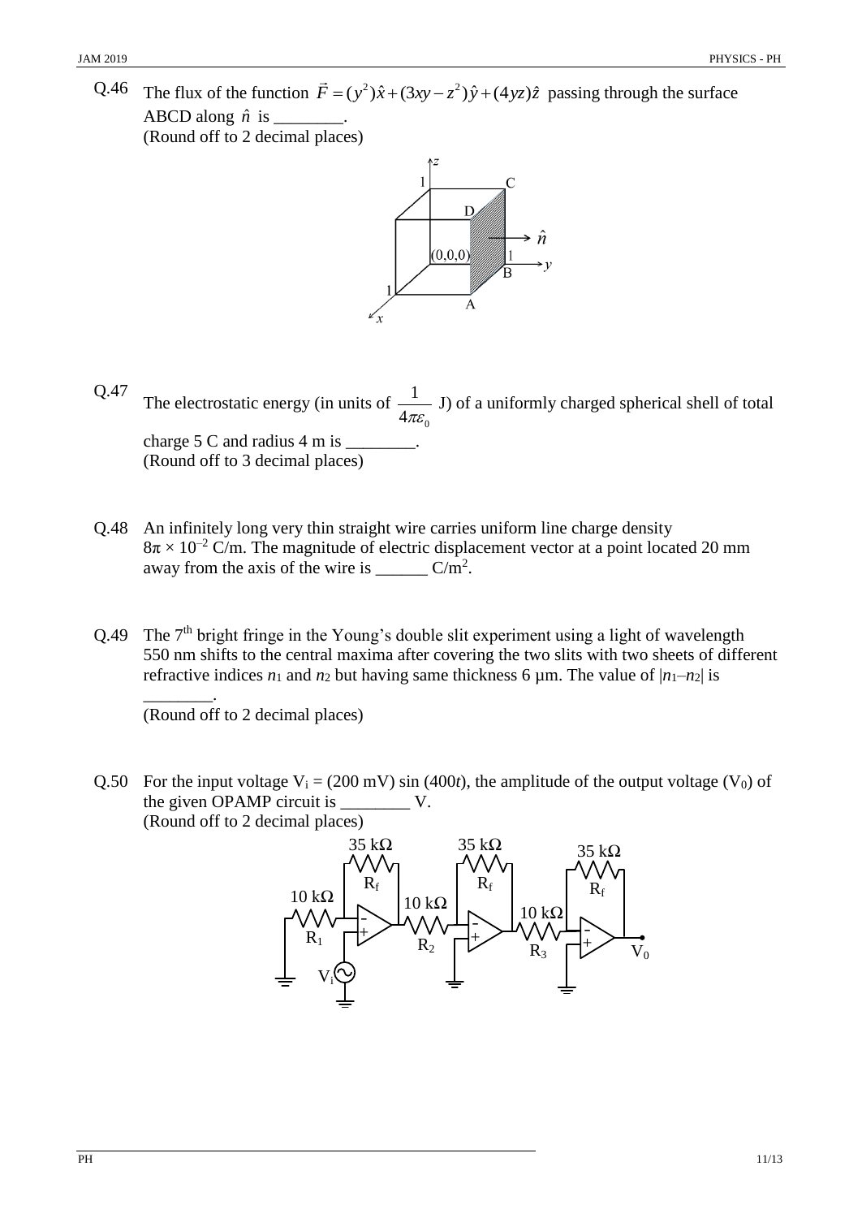Q.46 The flux of the function $\vec{F} = (y^2)\hat{x} + (3xy - z^2)\hat{y} + (4yz)\hat{z}$ passing through the surface ABCD along $\hat{n}$ is ________.
(Round off to 2 decimal places)

Q.47 The electrostatic energy (in units of $\frac{1}{4\pi\varepsilon_0}$ J) of a uniformly charged spherical shell of total charge 5 C and radius 4 m is ________.
(Round off to 3 decimal places)

Q.48 An infinitely long very thin straight wire carries uniform line charge density $8\pi \times 10^{-2}$ C/m. The magnitude of electric displacement vector at a point located 20 mm away from the axis of the wire is ______ C/m$^2$.

Q.49 The 7$^{th}$ bright fringe in the Young's double slit experiment using a light of wavelength 550 nm shifts to the central maxima after covering the two slits with two sheets of different refractive indices $n_1$ and $n_2$ but having same thickness 6 μm. The value of $|n_1 - n_2|$ is ________.
(Round off to 2 decimal places)

Q.50 For the input voltage $V_i$ = (200 mV) sin (400$t$), the amplitude of the output voltage ($V_0$) of the given OPAMP circuit is ________ V.
(Round off to 2 decimal places)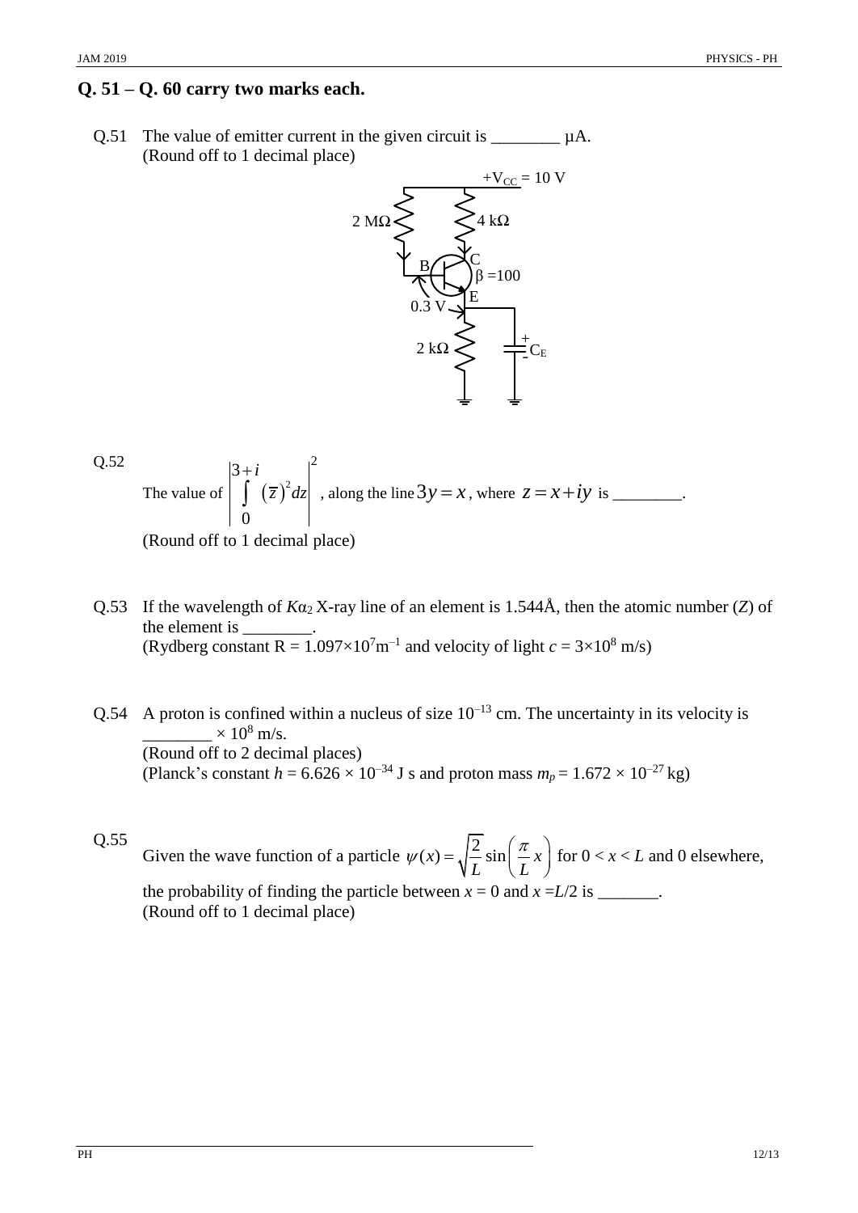## Q. 51 – Q. 60 carry two marks each.

Q.51 The value of emitter current in the given circuit is ________ μA.
(Round off to 1 decimal place)

$+V_{CC} = 10$ V

2 MΩ, 4 kΩ, B, C, E, β =100, 0.3 V, 2 kΩ, $C_E$

Q.52 The value of $\left| \int_0^{3+i} (\bar{z})^2 dz \right|^2$, along the line $3y = x$, where $z = x + iy$ is ________.
(Round off to 1 decimal place)

Q.53 If the wavelength of $K\alpha_2$ X-ray line of an element is 1.544Å, then the atomic number ($Z$) of the element is ________.
(Rydberg constant R = $1.097 \times 10^7 \text{m}^{-1}$ and velocity of light $c = 3 \times 10^8$ m/s)

Q.54 A proton is confined within a nucleus of size $10^{-13}$ cm. The uncertainty in its velocity is ________ $\times 10^8$ m/s.
(Round off to 2 decimal places)
(Planck's constant $h = 6.626 \times 10^{-34}$ J s and proton mass $m_p = 1.672 \times 10^{-27}$ kg)

Q.55 Given the wave function of a particle $\psi(x) = \sqrt{\frac{2}{L}} \sin\left(\frac{\pi}{L} x\right)$ for $0 < x < L$ and 0 elsewhere, the probability of finding the particle between $x = 0$ and $x = L/2$ is _______.
(Round off to 1 decimal place)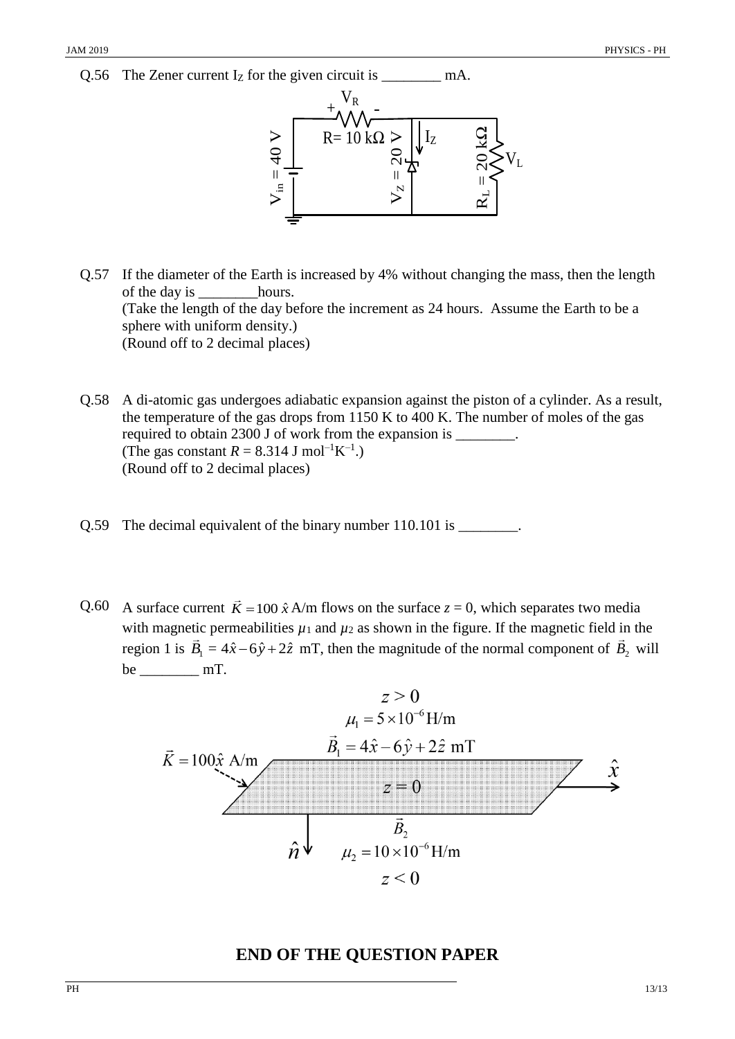Q.56 The Zener current $I_Z$ for the given circuit is ________ mA.

$V_R$

$+$ $-$

$R = 10\ \text{k}\Omega$

$V_{in} = 40\ \text{V}$

$V_Z = 20\ \text{V}$

$I_Z$

$R_L = 20\ \text{k}\Omega$

$V_L$

Q.57 If the diameter of the Earth is increased by 4% without changing the mass, then the length of the day is ________hours.
(Take the length of the day before the increment as 24 hours. Assume the Earth to be a sphere with uniform density.)
(Round off to 2 decimal places)

Q.58 A di-atomic gas undergoes adiabatic expansion against the piston of a cylinder. As a result, the temperature of the gas drops from 1150 K to 400 K. The number of moles of the gas required to obtain 2300 J of work from the expansion is ________.
(The gas constant $R = 8.314$ J mol$^{-1}$K$^{-1}$.)
(Round off to 2 decimal places)

Q.59 The decimal equivalent of the binary number 110.101 is ________.

Q.60 A surface current $\vec{K} = 100\,\hat{x}$ A/m flows on the surface $z = 0$, which separates two media with magnetic permeabilities $\mu_1$ and $\mu_2$ as shown in the figure. If the magnetic field in the region 1 is $\vec{B}_1 = 4\hat{x} - 6\hat{y} + 2\hat{z}$ mT, then the magnitude of the normal component of $\vec{B}_2$ will be ________ mT.

$z > 0$

$\mu_1 = 5 \times 10^{-6}$ H/m

$\vec{B}_1 = 4\hat{x} - 6\hat{y} + 2\hat{z}$ mT

$\vec{K} = 100\hat{x}$ A/m

$z = 0$

$\hat{x}$

$\vec{B}_2$

$\hat{n}$

$\mu_2 = 10 \times 10^{-6}$ H/m

$z < 0$

**END OF THE QUESTION PAPER**